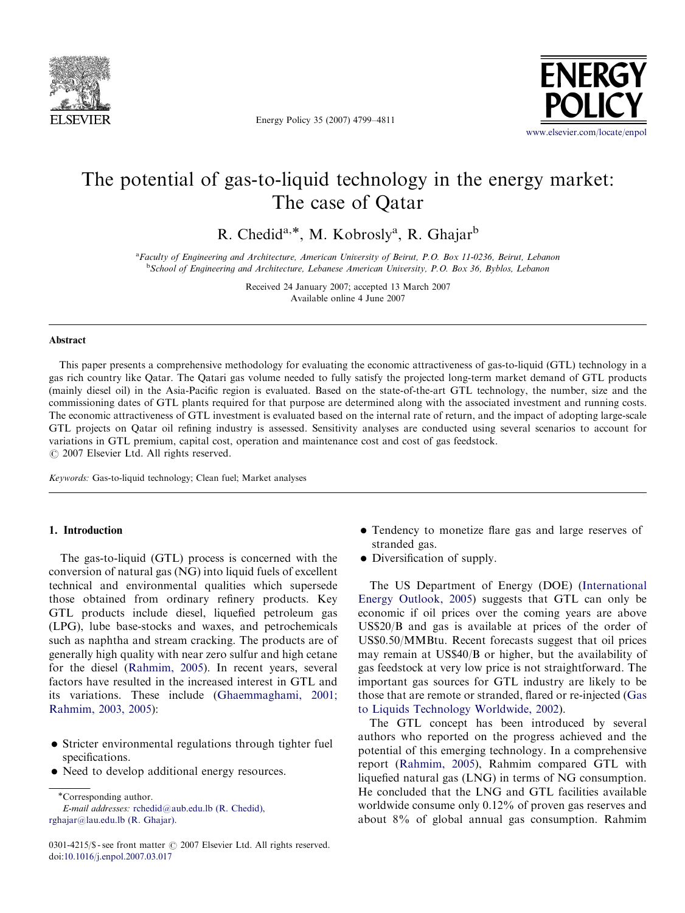# The potential of gas-to-liquid technology in the energy market: The case of Qatar

R. Chedid[a,*], M. Kobrosly[a], R. Ghajar[b]

[a]Faculty of Engineering and Architecture, American University of Beirut, P.O. Box 11-0236, Beirut, Lebanon
[b]School of Engineering and Architecture, Lebanese American University, P.O. Box 36, Byblos, Lebanon

Received 24 January 2007; accepted 13 March 2007
Available online 4 June 2007

## Abstract

This paper presents a comprehensive methodology for evaluating the economic attractiveness of gas-to-liquid (GTL) technology in a gas rich country like Qatar. The Qatari gas volume needed to fully satisfy the projected long-term market demand of GTL products (mainly diesel oil) in the Asia-Pacific region is evaluated. Based on the state-of-the-art GTL technology, the number, size and the commissioning dates of GTL plants required for that purpose are determined along with the associated investment and running costs. The economic attractiveness of GTL investment is evaluated based on the internal rate of return, and the impact of adopting large-scale GTL projects on Qatar oil refining industry is assessed. Sensitivity analyses are conducted using several scenarios to account for variations in GTL premium, capital cost, operation and maintenance cost and cost of gas feedstock.
© 2007 Elsevier Ltd. All rights reserved.

*Keywords:* Gas-to-liquid technology; Clean fuel; Market analyses

## 1. Introduction

The gas-to-liquid (GTL) process is concerned with the conversion of natural gas (NG) into liquid fuels of excellent technical and environmental qualities which supersede those obtained from ordinary refinery products. Key GTL products include diesel, liquefied petroleum gas (LPG), lube base-stocks and waxes, and petrochemicals such as naphtha and stream cracking. The products are of generally high quality with near zero sulfur and high cetane for the diesel (Rahmim, 2005). In recent years, several factors have resulted in the increased interest in GTL and its variations. These include (Ghaemmaghami, 2001; Rahmim, 2003, 2005):

- Stricter environmental regulations through tighter fuel specifications.
- Need to develop additional energy resources.
- Tendency to monetize flare gas and large reserves of stranded gas.
- Diversification of supply.

The US Department of Energy (DOE) (International Energy Outlook, 2005) suggests that GTL can only be economic if oil prices over the coming years are above US$20/B and gas is available at prices of the order of US$0.50/MMBtu. Recent forecasts suggest that oil prices may remain at US$40/B or higher, but the availability of gas feedstock at very low price is not straightforward. The important gas sources for GTL industry are likely to be those that are remote or stranded, flared or re-injected (Gas to Liquids Technology Worldwide, 2002).

The GTL concept has been introduced by several authors who reported on the progress achieved and the potential of this emerging technology. In a comprehensive report (Rahmim, 2005), Rahmim compared GTL with liquefied natural gas (LNG) in terms of NG consumption. He concluded that the LNG and GTL facilities available worldwide consume only 0.12% of proven gas reserves and about 8% of global annual gas consumption. Rahmim

*Corresponding author.
*E-mail addresses:* rchedid@aub.edu.lb (R. Chedid), rghajar@lau.edu.lb (R. Ghajar).

0301-4215/$ - see front matter © 2007 Elsevier Ltd. All rights reserved.
doi:10.1016/j.enpol.2007.03.017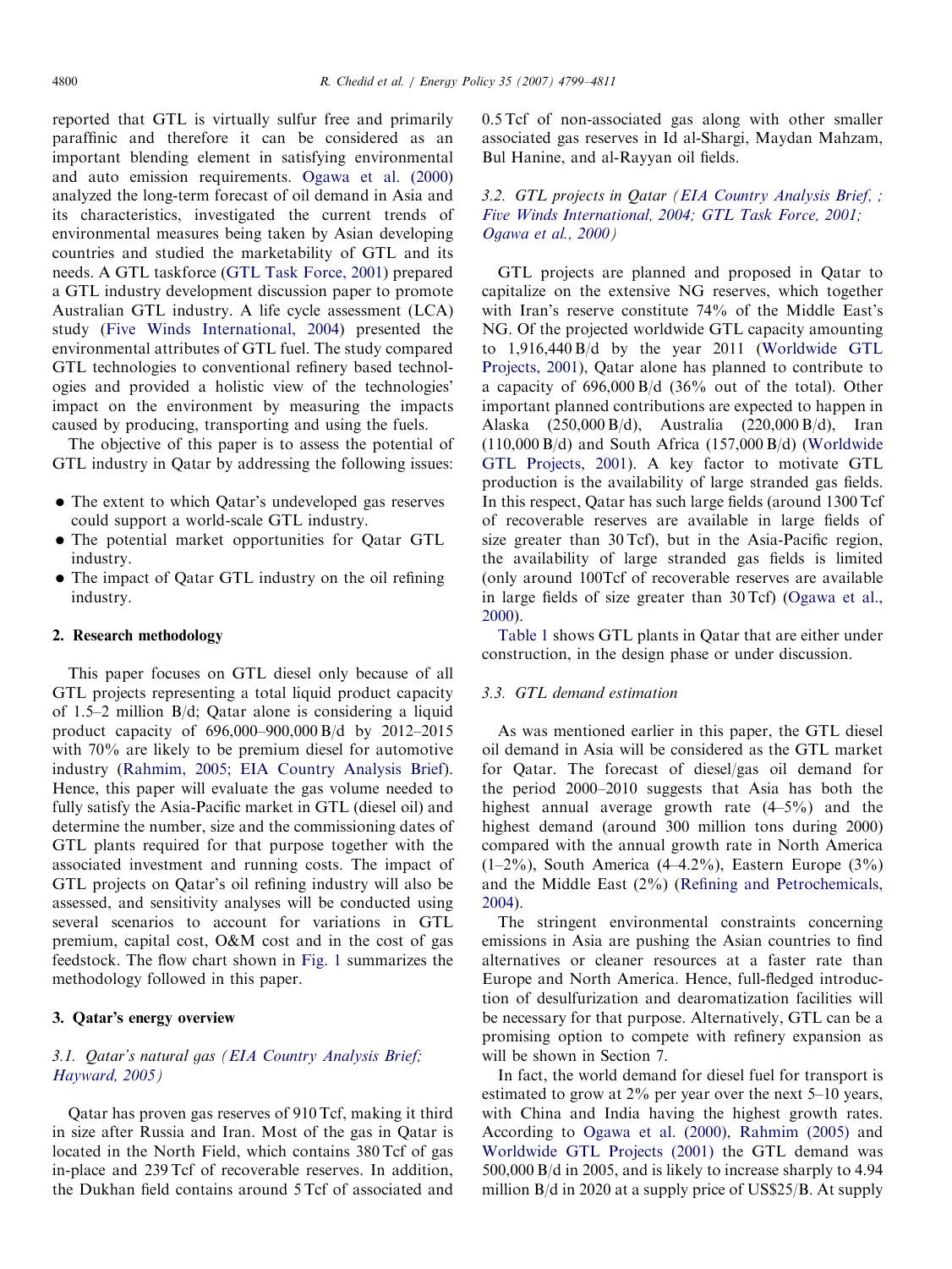reported that GTL is virtually sulfur free and primarily paraffinic and therefore it can be considered as an important blending element in satisfying environmental and auto emission requirements. Ogawa et al. (2000) analyzed the long-term forecast of oil demand in Asia and its characteristics, investigated the current trends of environmental measures being taken by Asian developing countries and studied the marketability of GTL and its needs. A GTL taskforce (GTL Task Force, 2001) prepared a GTL industry development discussion paper to promote Australian GTL industry. A life cycle assessment (LCA) study (Five Winds International, 2004) presented the environmental attributes of GTL fuel. The study compared GTL technologies to conventional refinery based technologies and provided a holistic view of the technologies' impact on the environment by measuring the impacts caused by producing, transporting and using the fuels.

The objective of this paper is to assess the potential of GTL industry in Qatar by addressing the following issues:

- The extent to which Qatar's undeveloped gas reserves could support a world-scale GTL industry.
- The potential market opportunities for Qatar GTL industry.
- The impact of Qatar GTL industry on the oil refining industry.

## 2. Research methodology

This paper focuses on GTL diesel only because of all GTL projects representing a total liquid product capacity of 1.5–2 million B/d; Qatar alone is considering a liquid product capacity of 696,000–900,000 B/d by 2012–2015 with 70% are likely to be premium diesel for automotive industry (Rahmim, 2005; EIA Country Analysis Brief). Hence, this paper will evaluate the gas volume needed to fully satisfy the Asia-Pacific market in GTL (diesel oil) and determine the number, size and the commissioning dates of GTL plants required for that purpose together with the associated investment and running costs. The impact of GTL projects on Qatar's oil refining industry will also be assessed, and sensitivity analyses will be conducted using several scenarios to account for variations in GTL premium, capital cost, O&M cost and in the cost of gas feedstock. The flow chart shown in Fig. 1 summarizes the methodology followed in this paper.

## 3. Qatar's energy overview

### 3.1. Qatar's natural gas *(EIA Country Analysis Brief; Hayward, 2005)*

Qatar has proven gas reserves of 910 Tcf, making it third in size after Russia and Iran. Most of the gas in Qatar is located in the North Field, which contains 380 Tcf of gas in-place and 239 Tcf of recoverable reserves. In addition, the Dukhan field contains around 5 Tcf of associated and 0.5 Tcf of non-associated gas along with other smaller associated gas reserves in Id al-Shargi, Maydan Mahzam, Bul Hanine, and al-Rayyan oil fields.

### 3.2. GTL projects in Qatar *(EIA Country Analysis Brief, ; Five Winds International, 2004; GTL Task Force, 2001; Ogawa et al., 2000)*

GTL projects are planned and proposed in Qatar to capitalize on the extensive NG reserves, which together with Iran's reserve constitute 74% of the Middle East's NG. Of the projected worldwide GTL capacity amounting to 1,916,440 B/d by the year 2011 (Worldwide GTL Projects, 2001), Qatar alone has planned to contribute to a capacity of 696,000 B/d (36% out of the total). Other important planned contributions are expected to happen in Alaska (250,000 B/d), Australia (220,000 B/d), Iran (110,000 B/d) and South Africa (157,000 B/d) (Worldwide GTL Projects, 2001). A key factor to motivate GTL production is the availability of large stranded gas fields. In this respect, Qatar has such large fields (around 1300 Tcf of recoverable reserves are available in large fields of size greater than 30 Tcf), but in the Asia-Pacific region, the availability of large stranded gas fields is limited (only around 100Tcf of recoverable reserves are available in large fields of size greater than 30 Tcf) (Ogawa et al., 2000).

Table 1 shows GTL plants in Qatar that are either under construction, in the design phase or under discussion.

### 3.3. GTL demand estimation

As was mentioned earlier in this paper, the GTL diesel oil demand in Asia will be considered as the GTL market for Qatar. The forecast of diesel/gas oil demand for the period 2000–2010 suggests that Asia has both the highest annual average growth rate (4–5%) and the highest demand (around 300 million tons during 2000) compared with the annual growth rate in North America (1–2%), South America (4–4.2%), Eastern Europe (3%) and the Middle East (2%) (Refining and Petrochemicals, 2004).

The stringent environmental constraints concerning emissions in Asia are pushing the Asian countries to find alternatives or cleaner resources at a faster rate than Europe and North America. Hence, full-fledged introduction of desulfurization and dearomatization facilities will be necessary for that purpose. Alternatively, GTL can be a promising option to compete with refinery expansion as will be shown in Section 7.

In fact, the world demand for diesel fuel for transport is estimated to grow at 2% per year over the next 5–10 years, with China and India having the highest growth rates. According to Ogawa et al. (2000), Rahmim (2005) and Worldwide GTL Projects (2001) the GTL demand was 500,000 B/d in 2005, and is likely to increase sharply to 4.94 million B/d in 2020 at a supply price of US$25/B. At supply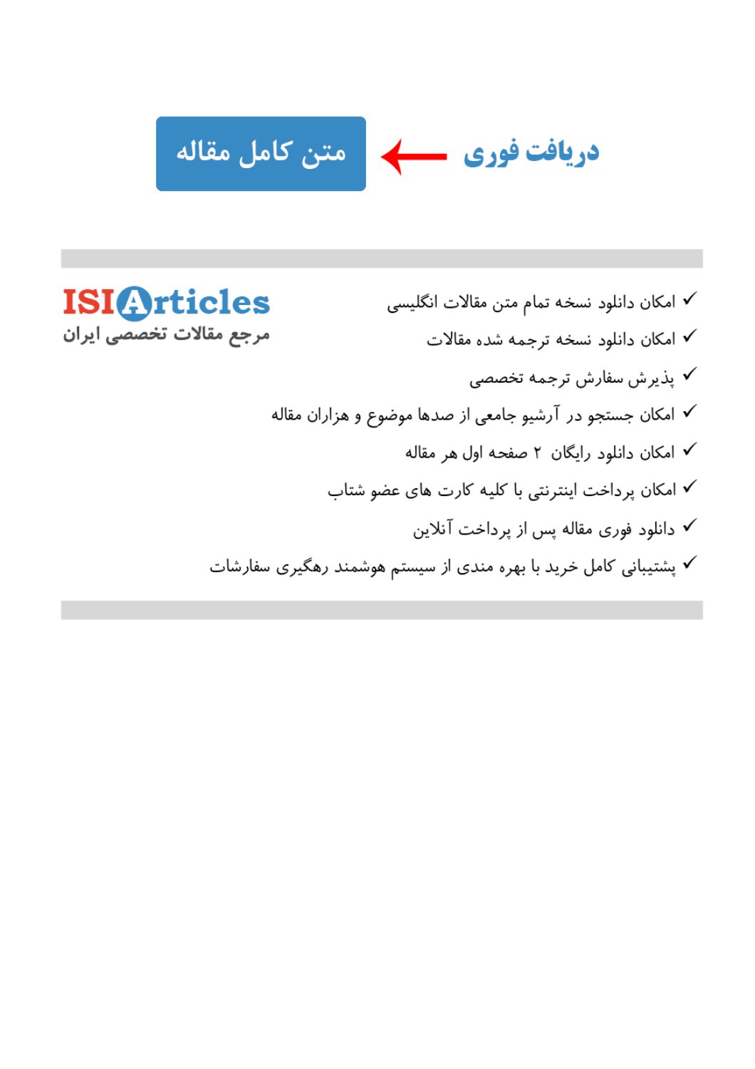دریافت فوری ← **متن کامل مقاله**

**ISIArticles**
مرجع مقالات تخصصی ایران

- ✓ امکان دانلود نسخه تمام متن مقالات انگلیسی
- ✓ امکان دانلود نسخه ترجمه شده مقالات
- ✓ پذیرش سفارش ترجمه تخصصی
- ✓ امکان جستجو در آرشیو جامعی از صدها موضوع و هزاران مقاله
- ✓ امکان دانلود رایگان ۲ صفحه اول هر مقاله
- ✓ امکان پرداخت اینترنتی با کلیه کارت های عضو شتاب
- ✓ دانلود فوری مقاله پس از پرداخت آنلاین
- ✓ پشتیبانی کامل خرید با بهره مندی از سیستم هوشمند رهگیری سفارشات